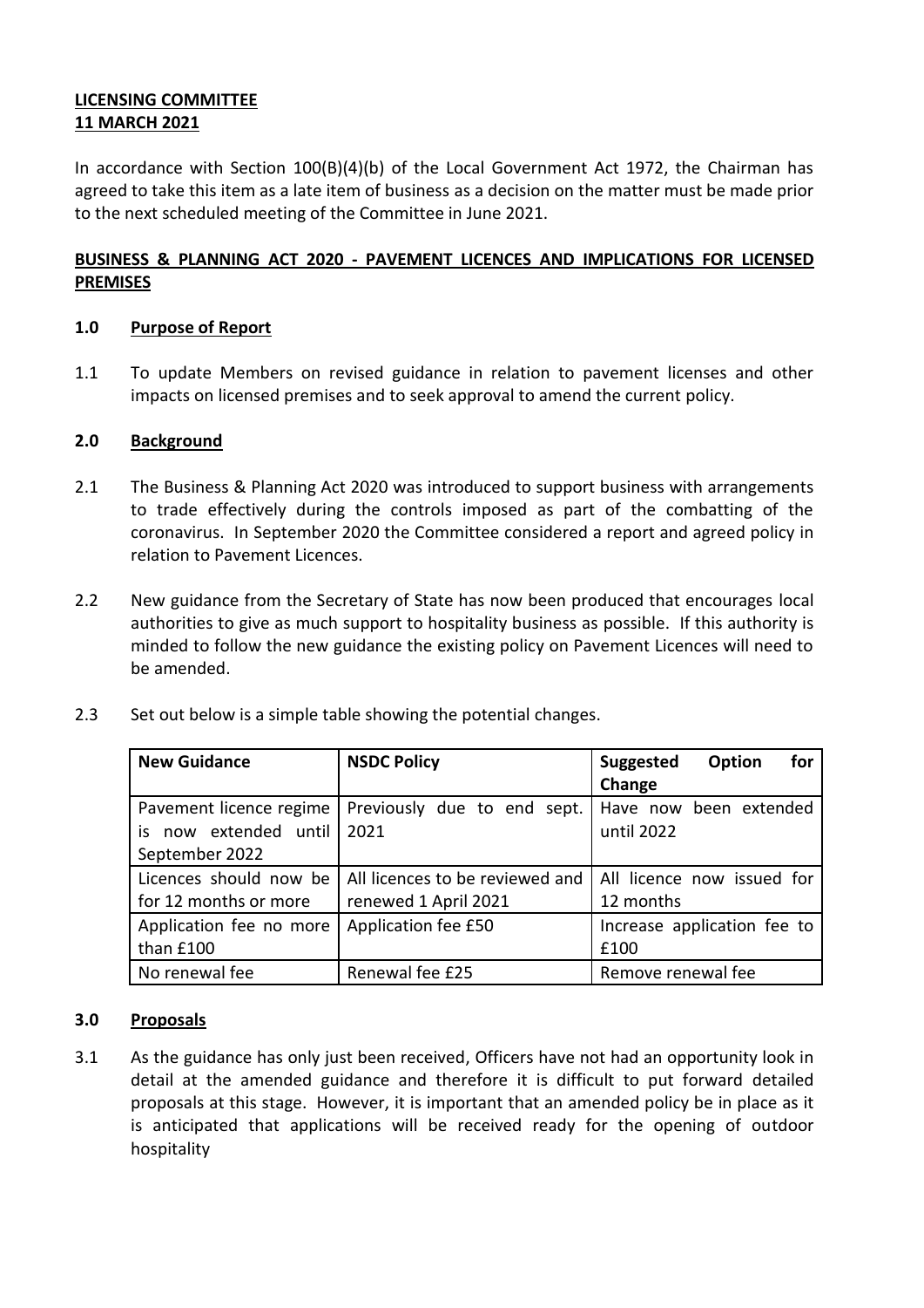**LICENSING COMMITTEE**
**11 MARCH 2021**

In accordance with Section 100(B)(4)(b) of the Local Government Act 1972, the Chairman has agreed to take this item as a late item of business as a decision on the matter must be made prior to the next scheduled meeting of the Committee in June 2021.

**BUSINESS & PLANNING ACT 2020 - PAVEMENT LICENCES AND IMPLICATIONS FOR LICENSED PREMISES**

## 1.0 Purpose of Report

1.1 To update Members on revised guidance in relation to pavement licenses and other impacts on licensed premises and to seek approval to amend the current policy.

## 2.0 Background

2.1 The Business & Planning Act 2020 was introduced to support business with arrangements to trade effectively during the controls imposed as part of the combatting of the coronavirus. In September 2020 the Committee considered a report and agreed policy in relation to Pavement Licences.

2.2 New guidance from the Secretary of State has now been produced that encourages local authorities to give as much support to hospitality business as possible. If this authority is minded to follow the new guidance the existing policy on Pavement Licences will need to be amended.

2.3 Set out below is a simple table showing the potential changes.

| New Guidance | NSDC Policy | Suggested Option for Change |
|---|---|---|
| Pavement licence regime is now extended until September 2022 | Previously due to end sept. 2021 | Have now been extended until 2022 |
| Licences should now be for 12 months or more | All licences to be reviewed and renewed 1 April 2021 | All licence now issued for 12 months |
| Application fee no more than £100 | Application fee £50 | Increase application fee to £100 |
| No renewal fee | Renewal fee £25 | Remove renewal fee |

## 3.0 Proposals

3.1 As the guidance has only just been received, Officers have not had an opportunity look in detail at the amended guidance and therefore it is difficult to put forward detailed proposals at this stage. However, it is important that an amended policy be in place as it is anticipated that applications will be received ready for the opening of outdoor hospitality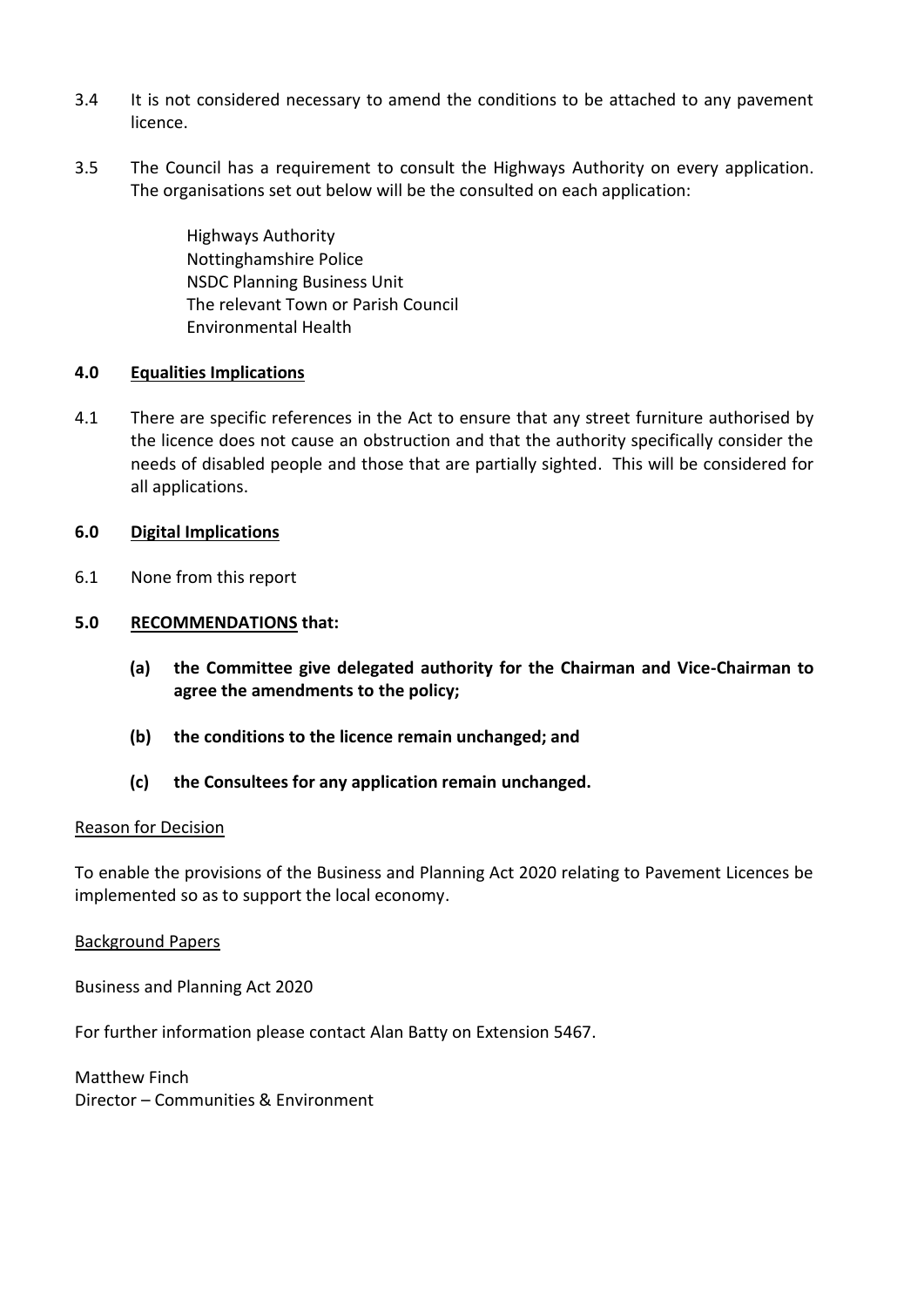3.4 It is not considered necessary to amend the conditions to be attached to any pavement licence.

3.5 The Council has a requirement to consult the Highways Authority on every application. The organisations set out below will be the consulted on each application:

Highways Authority
Nottinghamshire Police
NSDC Planning Business Unit
The relevant Town or Parish Council
Environmental Health

## 4.0 Equalities Implications

4.1 There are specific references in the Act to ensure that any street furniture authorised by the licence does not cause an obstruction and that the authority specifically consider the needs of disabled people and those that are partially sighted. This will be considered for all applications.

## 6.0 Digital Implications

6.1 None from this report

## 5.0 RECOMMENDATIONS that:

**(a) the Committee give delegated authority for the Chairman and Vice-Chairman to agree the amendments to the policy;**

**(b) the conditions to the licence remain unchanged; and**

**(c) the Consultees for any application remain unchanged.**

Reason for Decision

To enable the provisions of the Business and Planning Act 2020 relating to Pavement Licences be implemented so as to support the local economy.

Background Papers

Business and Planning Act 2020

For further information please contact Alan Batty on Extension 5467.

Matthew Finch
Director – Communities & Environment